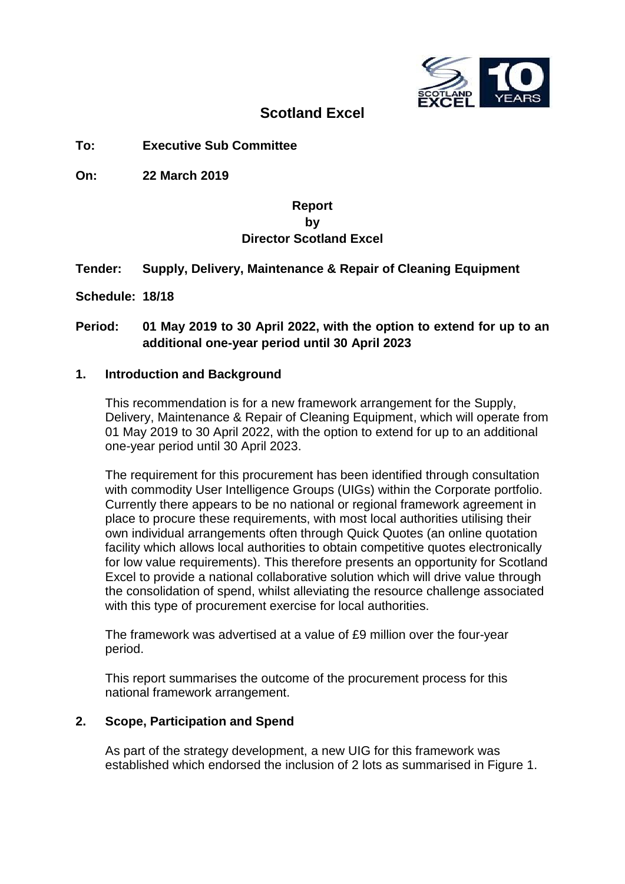# Scotland Excel

**To:** **Executive Sub Committee**

**On:** **22 March 2019**

**Report**
**by**
**Director Scotland Excel**

**Tender:** **Supply, Delivery, Maintenance & Repair of Cleaning Equipment**

**Schedule:** **18/18**

**Period:** **01 May 2019 to 30 April 2022, with the option to extend for up to an additional one-year period until 30 April 2023**

## 1. Introduction and Background

This recommendation is for a new framework arrangement for the Supply, Delivery, Maintenance & Repair of Cleaning Equipment, which will operate from 01 May 2019 to 30 April 2022, with the option to extend for up to an additional one-year period until 30 April 2023.

The requirement for this procurement has been identified through consultation with commodity User Intelligence Groups (UIGs) within the Corporate portfolio. Currently there appears to be no national or regional framework agreement in place to procure these requirements, with most local authorities utilising their own individual arrangements often through Quick Quotes (an online quotation facility which allows local authorities to obtain competitive quotes electronically for low value requirements). This therefore presents an opportunity for Scotland Excel to provide a national collaborative solution which will drive value through the consolidation of spend, whilst alleviating the resource challenge associated with this type of procurement exercise for local authorities.

The framework was advertised at a value of £9 million over the four-year period.

This report summarises the outcome of the procurement process for this national framework arrangement.

## 2. Scope, Participation and Spend

As part of the strategy development, a new UIG for this framework was established which endorsed the inclusion of 2 lots as summarised in Figure 1.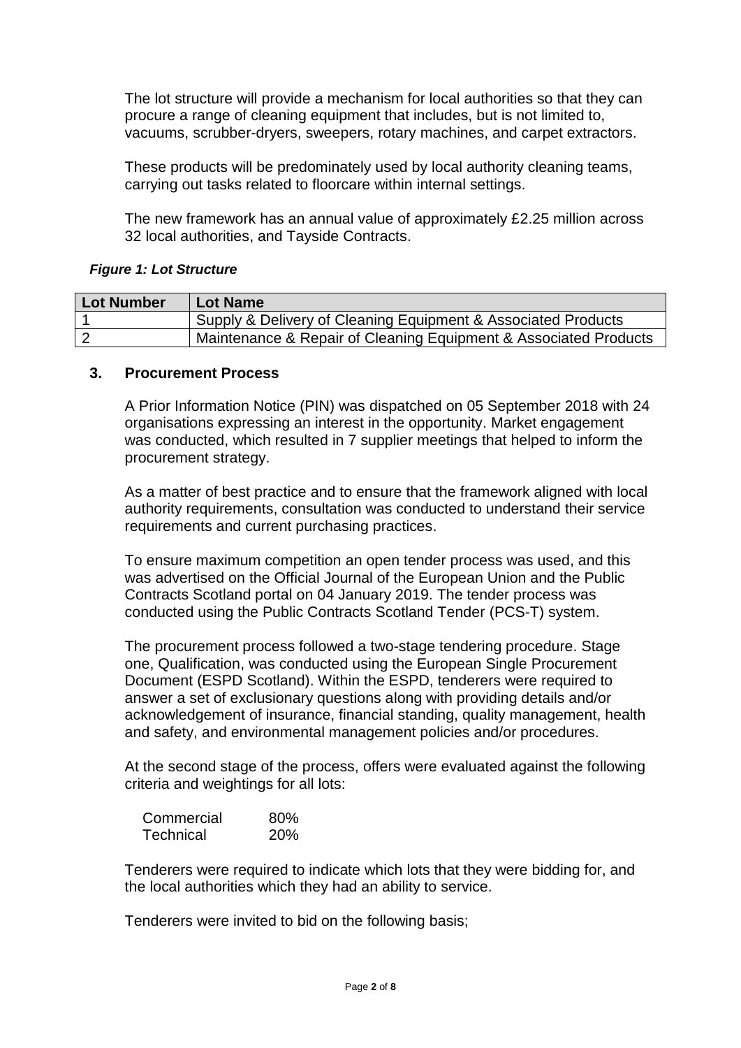The lot structure will provide a mechanism for local authorities so that they can procure a range of cleaning equipment that includes, but is not limited to, vacuums, scrubber-dryers, sweepers, rotary machines, and carpet extractors.

These products will be predominately used by local authority cleaning teams, carrying out tasks related to floorcare within internal settings.

The new framework has an annual value of approximately £2.25 million across 32 local authorities, and Tayside Contracts.

***Figure 1: Lot Structure***

| Lot Number | Lot Name |
|---|---|
| 1 | Supply & Delivery of Cleaning Equipment & Associated Products |
| 2 | Maintenance & Repair of Cleaning Equipment & Associated Products |

## 3. Procurement Process

A Prior Information Notice (PIN) was dispatched on 05 September 2018 with 24 organisations expressing an interest in the opportunity. Market engagement was conducted, which resulted in 7 supplier meetings that helped to inform the procurement strategy.

As a matter of best practice and to ensure that the framework aligned with local authority requirements, consultation was conducted to understand their service requirements and current purchasing practices.

To ensure maximum competition an open tender process was used, and this was advertised on the Official Journal of the European Union and the Public Contracts Scotland portal on 04 January 2019. The tender process was conducted using the Public Contracts Scotland Tender (PCS-T) system.

The procurement process followed a two-stage tendering procedure. Stage one, Qualification, was conducted using the European Single Procurement Document (ESPD Scotland). Within the ESPD, tenderers were required to answer a set of exclusionary questions along with providing details and/or acknowledgement of insurance, financial standing, quality management, health and safety, and environmental management policies and/or procedures.

At the second stage of the process, offers were evaluated against the following criteria and weightings for all lots:

| | |
|---|---|
| Commercial | 80% |
| Technical | 20% |

Tenderers were required to indicate which lots that they were bidding for, and the local authorities which they had an ability to service.

Tenderers were invited to bid on the following basis;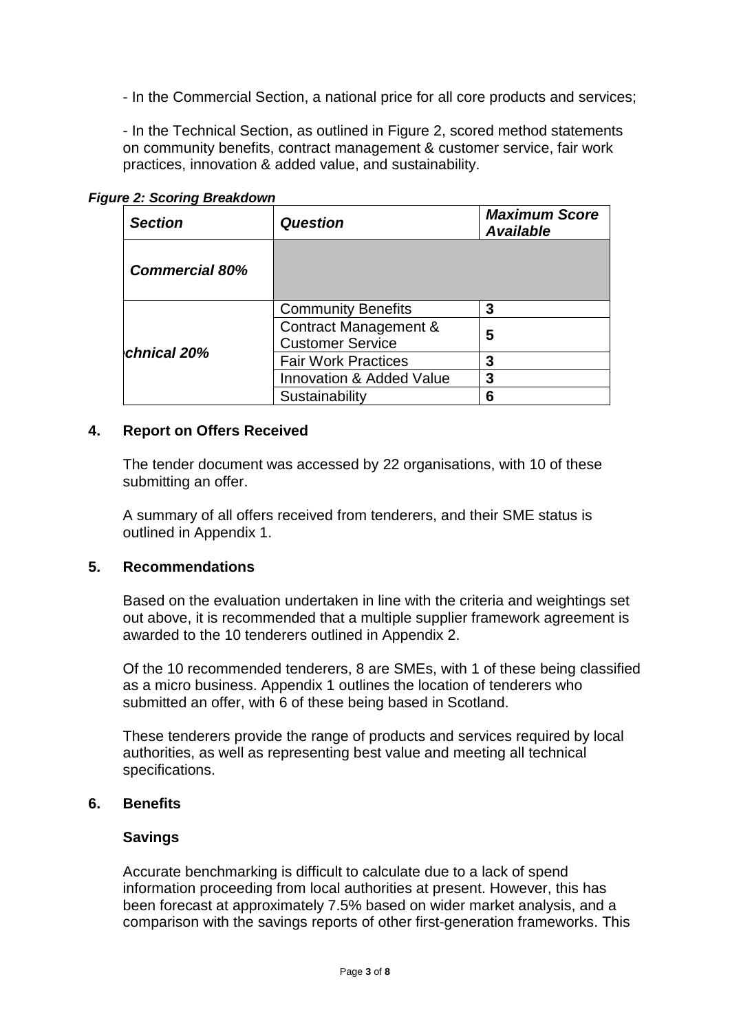- In the Commercial Section, a national price for all core products and services;

- In the Technical Section, as outlined in Figure 2, scored method statements on community benefits, contract management & customer service, fair work practices, innovation & added value, and sustainability.

***Figure 2: Scoring Breakdown***

| ***Section*** | ***Question*** | ***Maximum Score Available*** |
|---|---|---|
| ***Commercial 80%*** | | |
| ***chnical 20%*** | Community Benefits | **3** |
| | Contract Management & Customer Service | **5** |
| | Fair Work Practices | **3** |
| | Innovation & Added Value | **3** |
| | Sustainability | **6** |

## 4. Report on Offers Received

The tender document was accessed by 22 organisations, with 10 of these submitting an offer.

A summary of all offers received from tenderers, and their SME status is outlined in Appendix 1.

## 5. Recommendations

Based on the evaluation undertaken in line with the criteria and weightings set out above, it is recommended that a multiple supplier framework agreement is awarded to the 10 tenderers outlined in Appendix 2.

Of the 10 recommended tenderers, 8 are SMEs, with 1 of these being classified as a micro business. Appendix 1 outlines the location of tenderers who submitted an offer, with 6 of these being based in Scotland.

These tenderers provide the range of products and services required by local authorities, as well as representing best value and meeting all technical specifications.

## 6. Benefits

### Savings

Accurate benchmarking is difficult to calculate due to a lack of spend information proceeding from local authorities at present. However, this has been forecast at approximately 7.5% based on wider market analysis, and a comparison with the savings reports of other first-generation frameworks. This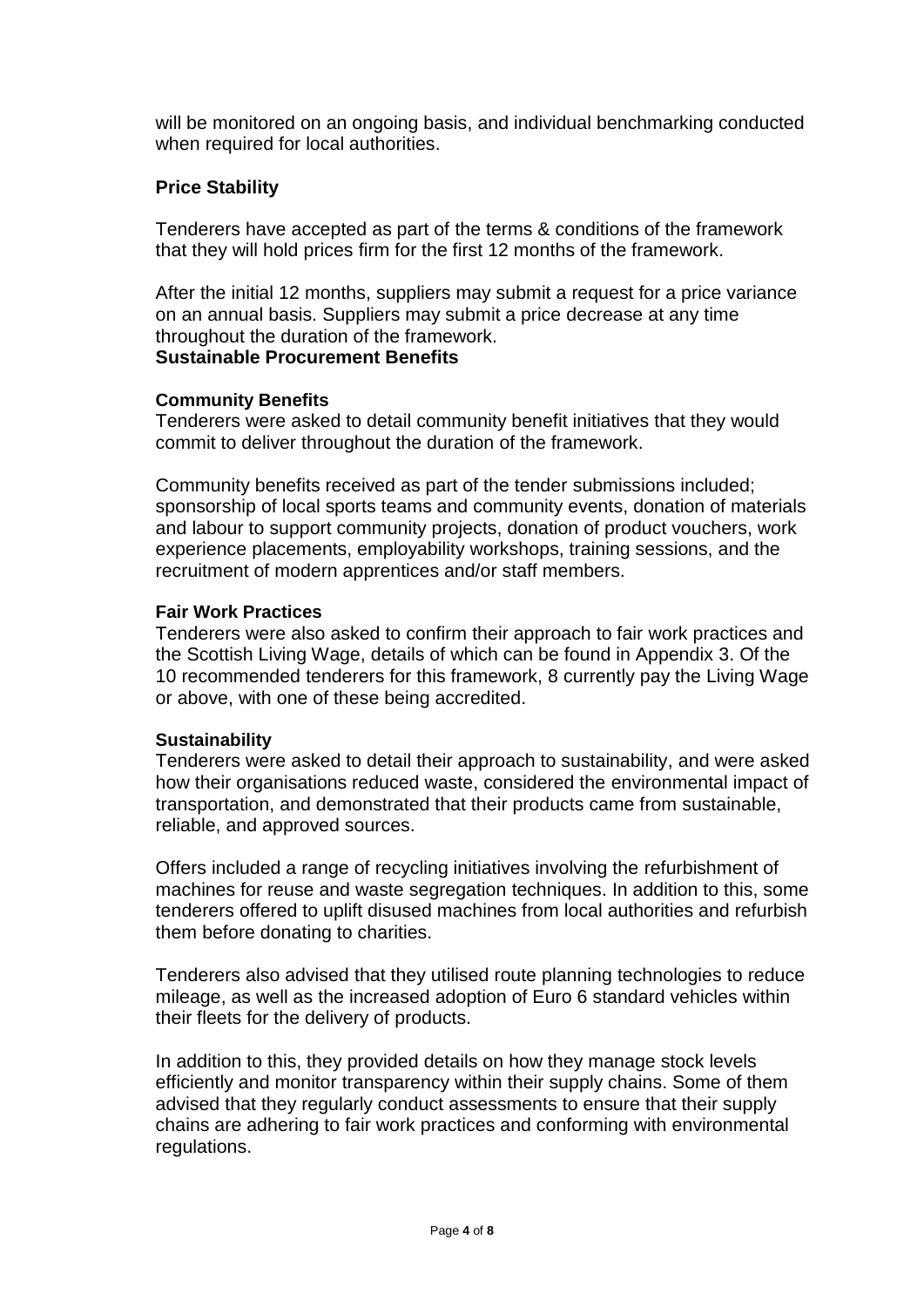will be monitored on an ongoing basis, and individual benchmarking conducted when required for local authorities.

## Price Stability

Tenderers have accepted as part of the terms & conditions of the framework that they will hold prices firm for the first 12 months of the framework.

After the initial 12 months, suppliers may submit a request for a price variance on an annual basis. Suppliers may submit a price decrease at any time throughout the duration of the framework.

## Sustainable Procurement Benefits

### Community Benefits

Tenderers were asked to detail community benefit initiatives that they would commit to deliver throughout the duration of the framework.

Community benefits received as part of the tender submissions included; sponsorship of local sports teams and community events, donation of materials and labour to support community projects, donation of product vouchers, work experience placements, employability workshops, training sessions, and the recruitment of modern apprentices and/or staff members.

### Fair Work Practices

Tenderers were also asked to confirm their approach to fair work practices and the Scottish Living Wage, details of which can be found in Appendix 3. Of the 10 recommended tenderers for this framework, 8 currently pay the Living Wage or above, with one of these being accredited.

### Sustainability

Tenderers were asked to detail their approach to sustainability, and were asked how their organisations reduced waste, considered the environmental impact of transportation, and demonstrated that their products came from sustainable, reliable, and approved sources.

Offers included a range of recycling initiatives involving the refurbishment of machines for reuse and waste segregation techniques. In addition to this, some tenderers offered to uplift disused machines from local authorities and refurbish them before donating to charities.

Tenderers also advised that they utilised route planning technologies to reduce mileage, as well as the increased adoption of Euro 6 standard vehicles within their fleets for the delivery of products.

In addition to this, they provided details on how they manage stock levels efficiently and monitor transparency within their supply chains. Some of them advised that they regularly conduct assessments to ensure that their supply chains are adhering to fair work practices and conforming with environmental regulations.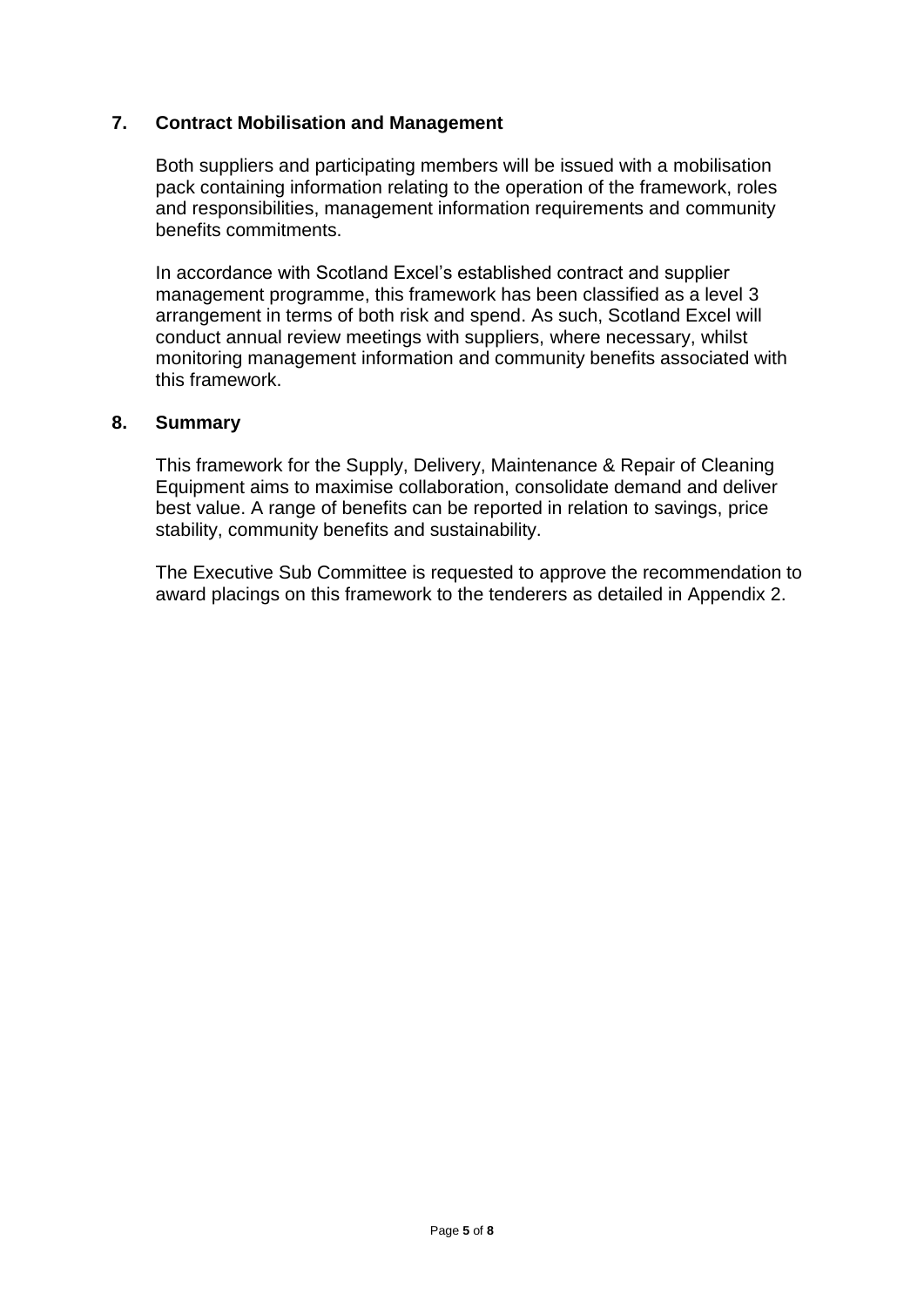## 7. Contract Mobilisation and Management

Both suppliers and participating members will be issued with a mobilisation pack containing information relating to the operation of the framework, roles and responsibilities, management information requirements and community benefits commitments.

In accordance with Scotland Excel's established contract and supplier management programme, this framework has been classified as a level 3 arrangement in terms of both risk and spend. As such, Scotland Excel will conduct annual review meetings with suppliers, where necessary, whilst monitoring management information and community benefits associated with this framework.

## 8. Summary

This framework for the Supply, Delivery, Maintenance & Repair of Cleaning Equipment aims to maximise collaboration, consolidate demand and deliver best value. A range of benefits can be reported in relation to savings, price stability, community benefits and sustainability.

The Executive Sub Committee is requested to approve the recommendation to award placings on this framework to the tenderers as detailed in Appendix 2.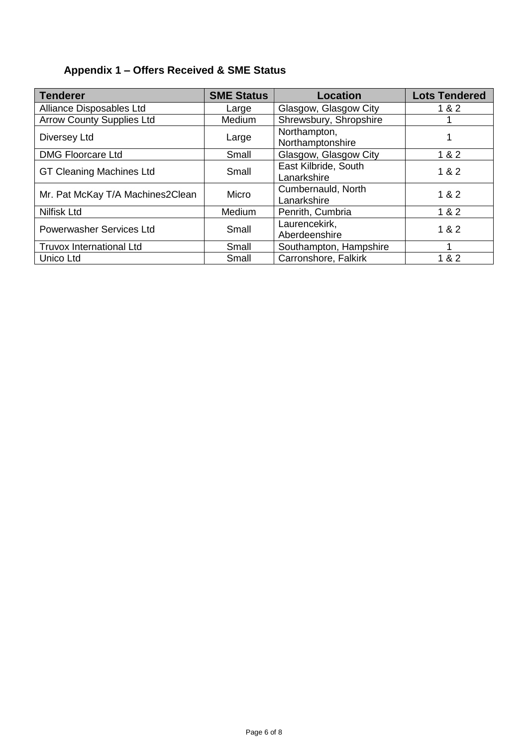## Appendix 1 – Offers Received & SME Status

| Tenderer | SME Status | Location | Lots Tendered |
|---|---|---|---|
| Alliance Disposables Ltd | Large | Glasgow, Glasgow City | 1 & 2 |
| Arrow County Supplies Ltd | Medium | Shrewsbury, Shropshire | 1 |
| Diversey Ltd | Large | Northampton, Northamptonshire | 1 |
| DMG Floorcare Ltd | Small | Glasgow, Glasgow City | 1 & 2 |
| GT Cleaning Machines Ltd | Small | East Kilbride, South Lanarkshire | 1 & 2 |
| Mr. Pat McKay T/A Machines2Clean | Micro | Cumbernauld, North Lanarkshire | 1 & 2 |
| Nilfisk Ltd | Medium | Penrith, Cumbria | 1 & 2 |
| Powerwasher Services Ltd | Small | Laurencekirk, Aberdeenshire | 1 & 2 |
| Truvox International Ltd | Small | Southampton, Hampshire | 1 |
| Unico Ltd | Small | Carronshore, Falkirk | 1 & 2 |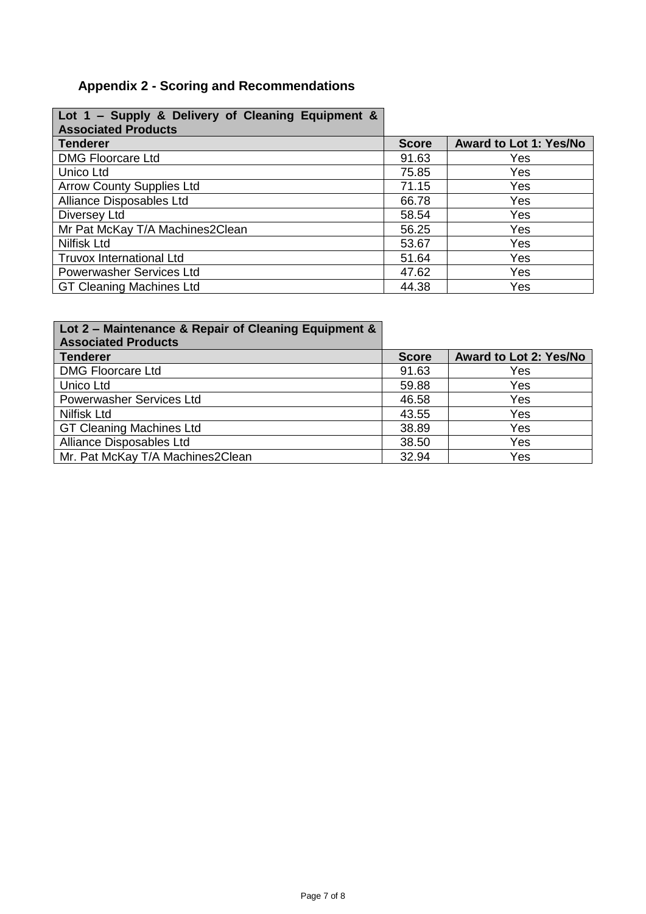## Appendix 2 - Scoring and Recommendations

| Lot 1 – Supply & Delivery of Cleaning Equipment & Associated Products | | |
|---|---|---|
| **Tenderer** | **Score** | **Award to Lot 1: Yes/No** |
| DMG Floorcare Ltd | 91.63 | Yes |
| Unico Ltd | 75.85 | Yes |
| Arrow County Supplies Ltd | 71.15 | Yes |
| Alliance Disposables Ltd | 66.78 | Yes |
| Diversey Ltd | 58.54 | Yes |
| Mr Pat McKay T/A Machines2Clean | 56.25 | Yes |
| Nilfisk Ltd | 53.67 | Yes |
| Truvox International Ltd | 51.64 | Yes |
| Powerwasher Services Ltd | 47.62 | Yes |
| GT Cleaning Machines Ltd | 44.38 | Yes |

| Lot 2 – Maintenance & Repair of Cleaning Equipment & Associated Products | | |
|---|---|---|
| **Tenderer** | **Score** | **Award to Lot 2: Yes/No** |
| DMG Floorcare Ltd | 91.63 | Yes |
| Unico Ltd | 59.88 | Yes |
| Powerwasher Services Ltd | 46.58 | Yes |
| Nilfisk Ltd | 43.55 | Yes |
| GT Cleaning Machines Ltd | 38.89 | Yes |
| Alliance Disposables Ltd | 38.50 | Yes |
| Mr. Pat McKay T/A Machines2Clean | 32.94 | Yes |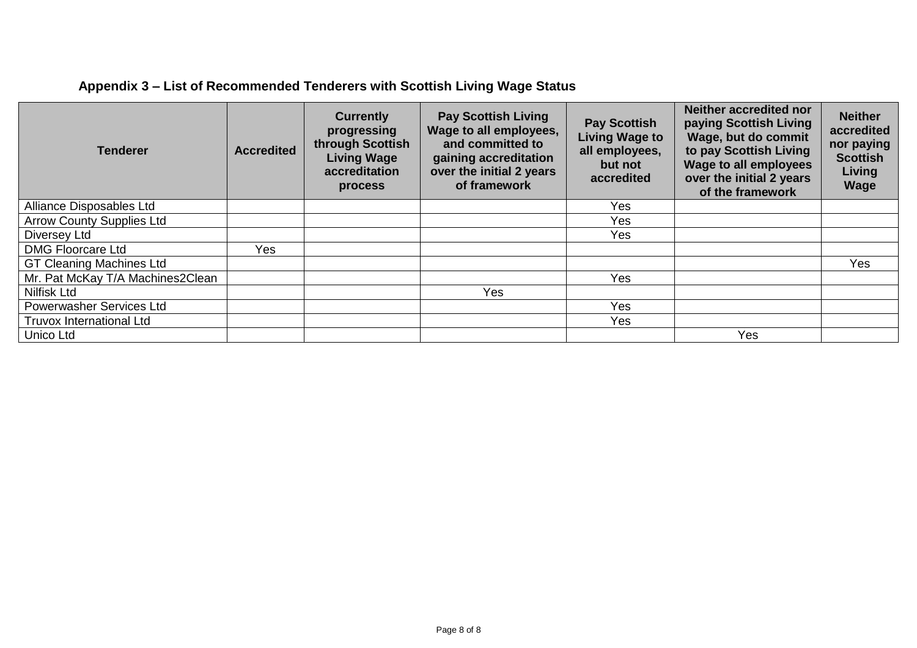### Appendix 3 – List of Recommended Tenderers with Scottish Living Wage Status

| Tenderer | Accredited | Currently progressing through Scottish Living Wage accreditation process | Pay Scottish Living Wage to all employees, and committed to gaining accreditation over the initial 2 years of framework | Pay Scottish Living Wage to all employees, but not accredited | Neither accredited nor paying Scottish Living Wage, but do commit to pay Scottish Living Wage to all employees over the initial 2 years of the framework | Neither accredited nor paying Scottish Living Wage |
|---|---|---|---|---|---|---|
| Alliance Disposables Ltd | | | | Yes | | |
| Arrow County Supplies Ltd | | | | Yes | | |
| Diversey Ltd | | | | Yes | | |
| DMG Floorcare Ltd | Yes | | | | | |
| GT Cleaning Machines Ltd | | | | | | Yes |
| Mr. Pat McKay T/A Machines2Clean | | | | Yes | | |
| Nilfisk Ltd | | | Yes | | | |
| Powerwasher Services Ltd | | | | Yes | | |
| Truvox International Ltd | | | | Yes | | |
| Unico Ltd | | | | | Yes | |